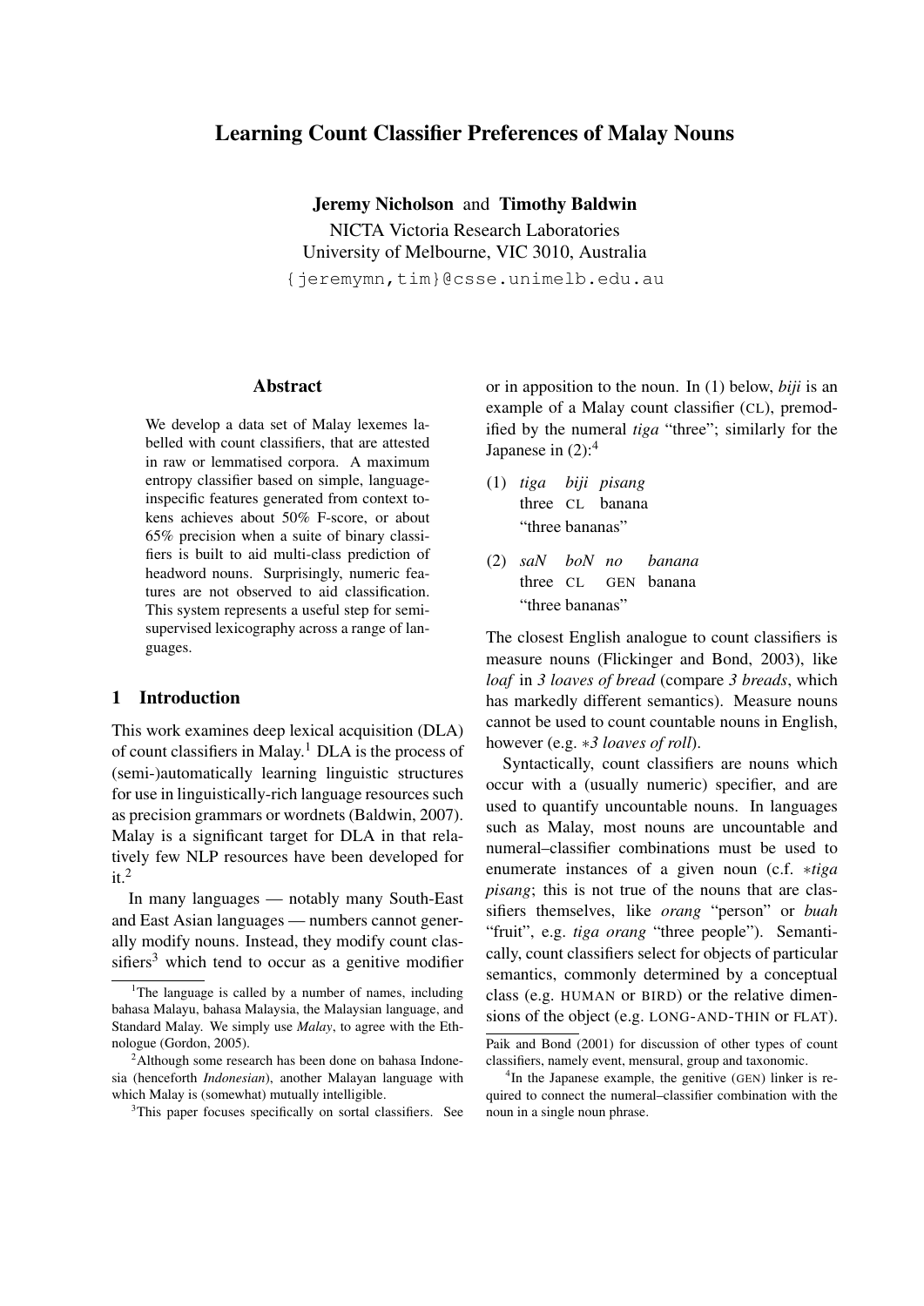# Learning Count Classifier Preferences of Malay Nouns

**Jeremy Nicholson** and **Timothy Baldwin**

NICTA Victoria Research Laboratories
University of Melbourne, VIC 3010, Australia
{jeremymn,tim}@csse.unimelb.edu.au

## Abstract

We develop a data set of Malay lexemes labelled with count classifiers, that are attested in raw or lemmatised corpora. A maximum entropy classifier based on simple, language-inspecific features generated from context tokens achieves about 50% F-score, or about 65% precision when a suite of binary classifiers is built to aid multi-class prediction of headword nouns. Surprisingly, numeric features are not observed to aid classification. This system represents a useful step for semi-supervised lexicography across a range of languages.

## 1 Introduction

This work examines deep lexical acquisition (DLA) of count classifiers in Malay.[1] DLA is the process of (semi-)automatically learning linguistic structures for use in linguistically-rich language resources such as precision grammars or wordnets (Baldwin, 2007). Malay is a significant target for DLA in that relatively few NLP resources have been developed for it.[2]

In many languages — notably many South-East and East Asian languages — numbers cannot generally modify nouns. Instead, they modify count classifiers[3] which tend to occur as a genitive modifier or in apposition to the noun. In (1) below, *biji* is an example of a Malay count classifier (CL), premodified by the numeral *tiga* "three"; similarly for the Japanese in (2):[4]

(1) *tiga* *biji* *pisang*
three CL banana
"three bananas"

(2) *saN* *boN* *no* *banana*
three CL GEN banana
"three bananas"

The closest English analogue to count classifiers is measure nouns (Flickinger and Bond, 2003), like *loaf* in *3 loaves of bread* (compare *3 breads*, which has markedly different semantics). Measure nouns cannot be used to count countable nouns in English, however (e.g. ∗*3 loaves of roll*).

Syntactically, count classifiers are nouns which occur with a (usually numeric) specifier, and are used to quantify uncountable nouns. In languages such as Malay, most nouns are uncountable and numeral–classifier combinations must be used to enumerate instances of a given noun (c.f. ∗*tiga pisang*; this is not true of the nouns that are classifiers themselves, like *orang* "person" or *buah* "fruit", e.g. *tiga orang* "three people"). Semantically, count classifiers select for objects of particular semantics, commonly determined by a conceptual class (e.g. HUMAN or BIRD) or the relative dimensions of the object (e.g. LONG-AND-THIN or FLAT).

---

[1] The language is called by a number of names, including bahasa Malayu, bahasa Malaysia, the Malaysian language, and Standard Malay. We simply use *Malay*, to agree with the Ethnologue (Gordon, 2005).

[2] Although some research has been done on bahasa Indonesia (henceforth *Indonesian*), another Malayan language with which Malay is (somewhat) mutually intelligible.

[3] This paper focuses specifically on sortal classifiers. See Paik and Bond (2001) for discussion of other types of count classifiers, namely event, mensural, group and taxonomic.

[4] In the Japanese example, the genitive (GEN) linker is required to connect the numeral–classifier combination with the noun in a single noun phrase.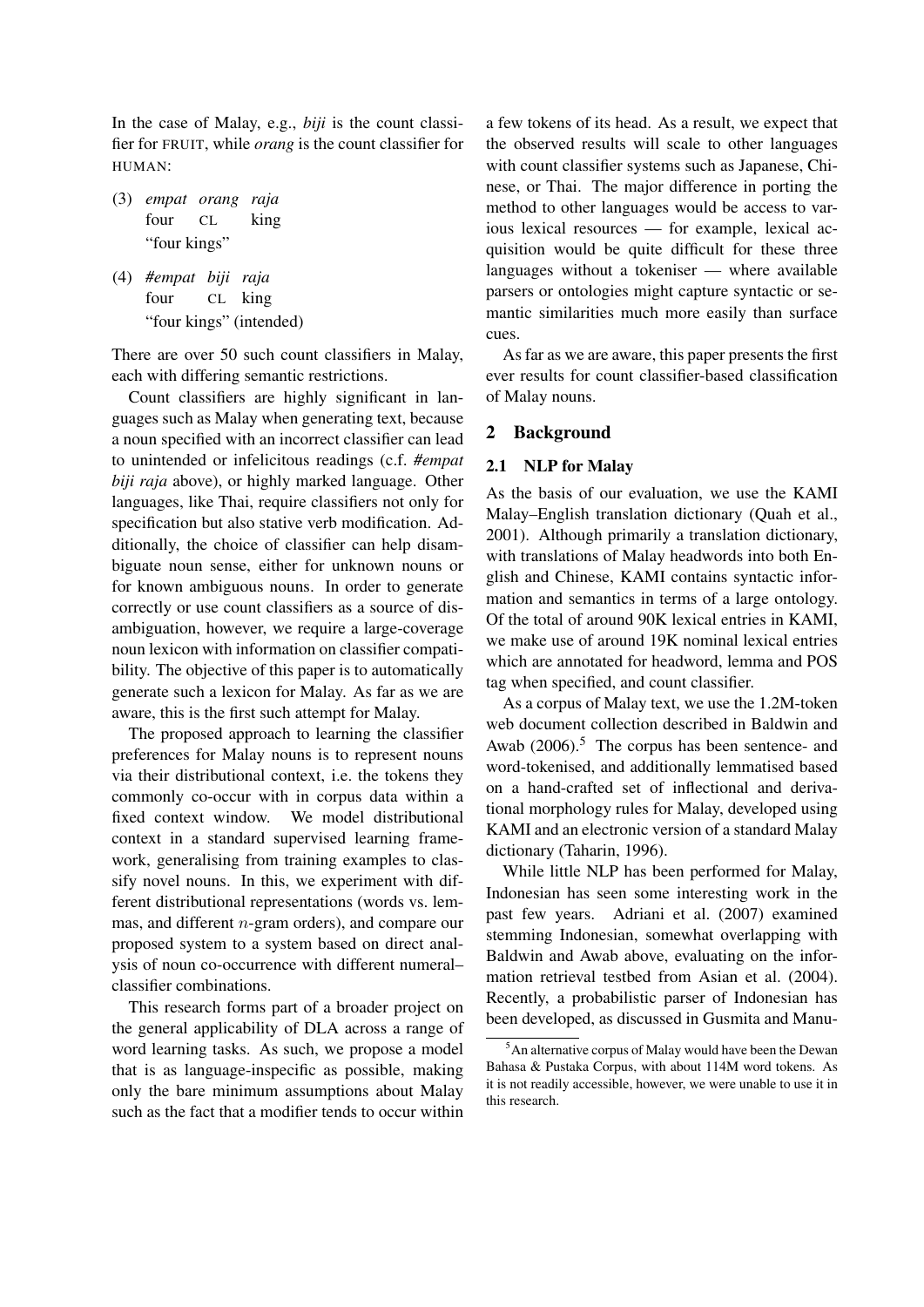In the case of Malay, e.g., *biji* is the count classifier for FRUIT, while *orang* is the count classifier for HUMAN:

(3) *empat orang raja*
four CL king
"four kings"

(4) *#empat biji raja*
four CL king
"four kings" (intended)

There are over 50 such count classifiers in Malay, each with differing semantic restrictions.

Count classifiers are highly significant in languages such as Malay when generating text, because a noun specified with an incorrect classifier can lead to unintended or infelicitous readings (c.f. *#empat biji raja* above), or highly marked language. Other languages, like Thai, require classifiers not only for specification but also stative verb modification. Additionally, the choice of classifier can help disambiguate noun sense, either for unknown nouns or for known ambiguous nouns. In order to generate correctly or use count classifiers as a source of disambiguation, however, we require a large-coverage noun lexicon with information on classifier compatibility. The objective of this paper is to automatically generate such a lexicon for Malay. As far as we are aware, this is the first such attempt for Malay.

The proposed approach to learning the classifier preferences for Malay nouns is to represent nouns via their distributional context, i.e. the tokens they commonly co-occur with in corpus data within a fixed context window. We model distributional context in a standard supervised learning framework, generalising from training examples to classify novel nouns. In this, we experiment with different distributional representations (words vs. lemmas, and different $n$-gram orders), and compare our proposed system to a system based on direct analysis of noun co-occurrence with different numeral–classifier combinations.

This research forms part of a broader project on the general applicability of DLA across a range of word learning tasks. As such, we propose a model that is as language-inspecific as possible, making only the bare minimum assumptions about Malay such as the fact that a modifier tends to occur within a few tokens of its head. As a result, we expect that the observed results will scale to other languages with count classifier systems such as Japanese, Chinese, or Thai. The major difference in porting the method to other languages would be access to various lexical resources — for example, lexical acquisition would be quite difficult for these three languages without a tokeniser — where available parsers or ontologies might capture syntactic or semantic similarities much more easily than surface cues.

As far as we are aware, this paper presents the first ever results for count classifier-based classification of Malay nouns.

## 2 Background

### 2.1 NLP for Malay

As the basis of our evaluation, we use the KAMI Malay–English translation dictionary (Quah et al., 2001). Although primarily a translation dictionary, with translations of Malay headwords into both English and Chinese, KAMI contains syntactic information and semantics in terms of a large ontology. Of the total of around 90K lexical entries in KAMI, we make use of around 19K nominal lexical entries which are annotated for headword, lemma and POS tag when specified, and count classifier.

As a corpus of Malay text, we use the 1.2M-token web document collection described in Baldwin and Awab (2006).[5] The corpus has been sentence- and word-tokenised, and additionally lemmatised based on a hand-crafted set of inflectional and derivational morphology rules for Malay, developed using KAMI and an electronic version of a standard Malay dictionary (Taharin, 1996).

While little NLP has been performed for Malay, Indonesian has seen some interesting work in the past few years. Adriani et al. (2007) examined stemming Indonesian, somewhat overlapping with Baldwin and Awab above, evaluating on the information retrieval testbed from Asian et al. (2004). Recently, a probabilistic parser of Indonesian has been developed, as discussed in Gusmita and Manu-

[5] An alternative corpus of Malay would have been the Dewan Bahasa & Pustaka Corpus, with about 114M word tokens. As it is not readily accessible, however, we were unable to use it in this research.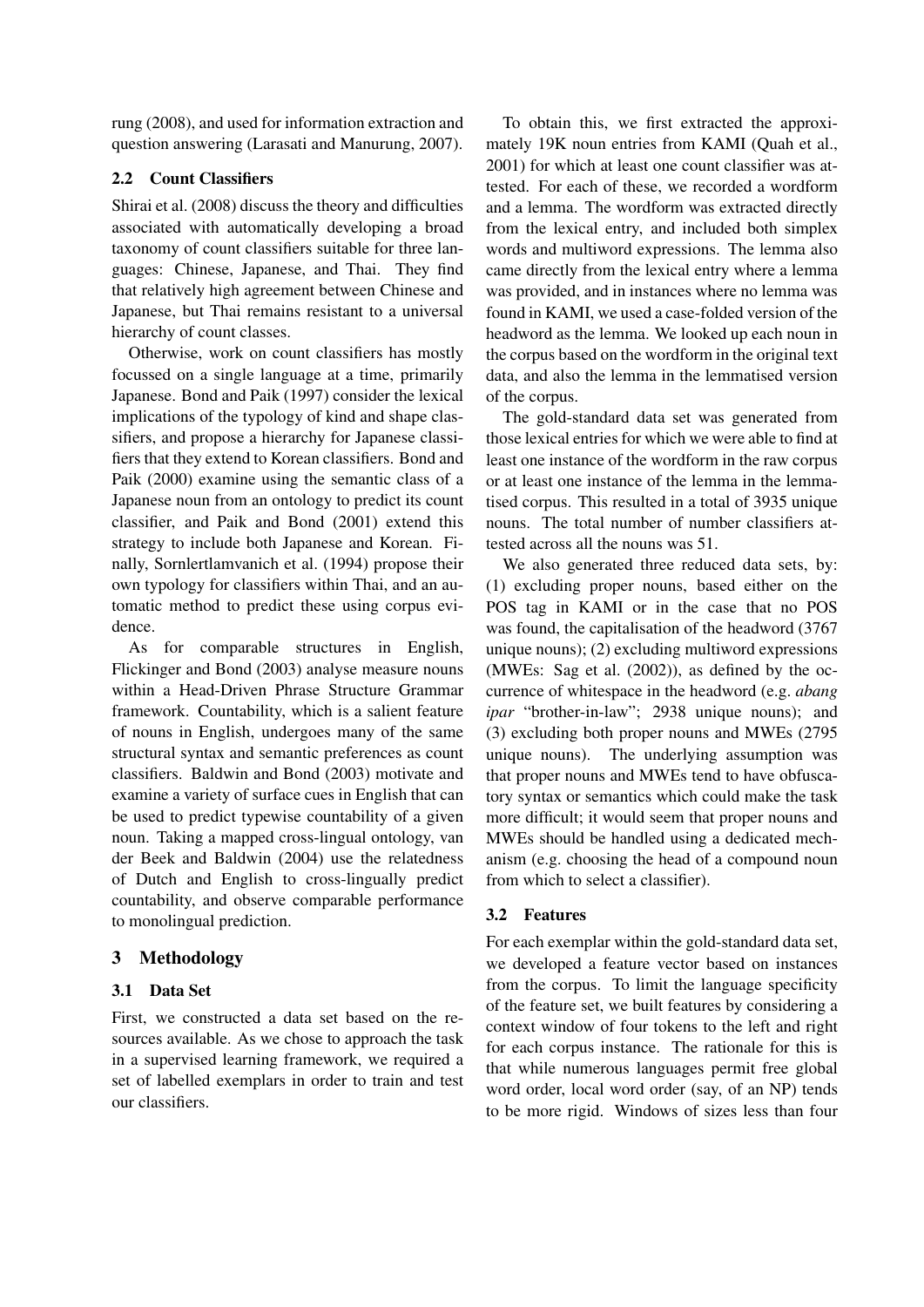rung (2008), and used for information extraction and question answering (Larasati and Manurung, 2007).

### 2.2 Count Classifiers

Shirai et al. (2008) discuss the theory and difficulties associated with automatically developing a broad taxonomy of count classifiers suitable for three languages: Chinese, Japanese, and Thai. They find that relatively high agreement between Chinese and Japanese, but Thai remains resistant to a universal hierarchy of count classes.

Otherwise, work on count classifiers has mostly focussed on a single language at a time, primarily Japanese. Bond and Paik (1997) consider the lexical implications of the typology of kind and shape classifiers, and propose a hierarchy for Japanese classifiers that they extend to Korean classifiers. Bond and Paik (2000) examine using the semantic class of a Japanese noun from an ontology to predict its count classifier, and Paik and Bond (2001) extend this strategy to include both Japanese and Korean. Finally, Sornlertlamvanich et al. (1994) propose their own typology for classifiers within Thai, and an automatic method to predict these using corpus evidence.

As for comparable structures in English, Flickinger and Bond (2003) analyse measure nouns within a Head-Driven Phrase Structure Grammar framework. Countability, which is a salient feature of nouns in English, undergoes many of the same structural syntax and semantic preferences as count classifiers. Baldwin and Bond (2003) motivate and examine a variety of surface cues in English that can be used to predict typewise countability of a given noun. Taking a mapped cross-lingual ontology, van der Beek and Baldwin (2004) use the relatedness of Dutch and English to cross-lingually predict countability, and observe comparable performance to monolingual prediction.

## 3 Methodology

### 3.1 Data Set

First, we constructed a data set based on the resources available. As we chose to approach the task in a supervised learning framework, we required a set of labelled exemplars in order to train and test our classifiers.

To obtain this, we first extracted the approximately 19K noun entries from KAMI (Quah et al., 2001) for which at least one count classifier was attested. For each of these, we recorded a wordform and a lemma. The wordform was extracted directly from the lexical entry, and included both simplex words and multiword expressions. The lemma also came directly from the lexical entry where a lemma was provided, and in instances where no lemma was found in KAMI, we used a case-folded version of the headword as the lemma. We looked up each noun in the corpus based on the wordform in the original text data, and also the lemma in the lemmatised version of the corpus.

The gold-standard data set was generated from those lexical entries for which we were able to find at least one instance of the wordform in the raw corpus or at least one instance of the lemma in the lemmatised corpus. This resulted in a total of 3935 unique nouns. The total number of number classifiers attested across all the nouns was 51.

We also generated three reduced data sets, by: (1) excluding proper nouns, based either on the POS tag in KAMI or in the case that no POS was found, the capitalisation of the headword (3767 unique nouns); (2) excluding multiword expressions (MWEs: Sag et al. (2002)), as defined by the occurrence of whitespace in the headword (e.g. *abang ipar* "brother-in-law"; 2938 unique nouns); and (3) excluding both proper nouns and MWEs (2795 unique nouns). The underlying assumption was that proper nouns and MWEs tend to have obfuscatory syntax or semantics which could make the task more difficult; it would seem that proper nouns and MWEs should be handled using a dedicated mechanism (e.g. choosing the head of a compound noun from which to select a classifier).

### 3.2 Features

For each exemplar within the gold-standard data set, we developed a feature vector based on instances from the corpus. To limit the language specificity of the feature set, we built features by considering a context window of four tokens to the left and right for each corpus instance. The rationale for this is that while numerous languages permit free global word order, local word order (say, of an NP) tends to be more rigid. Windows of sizes less than four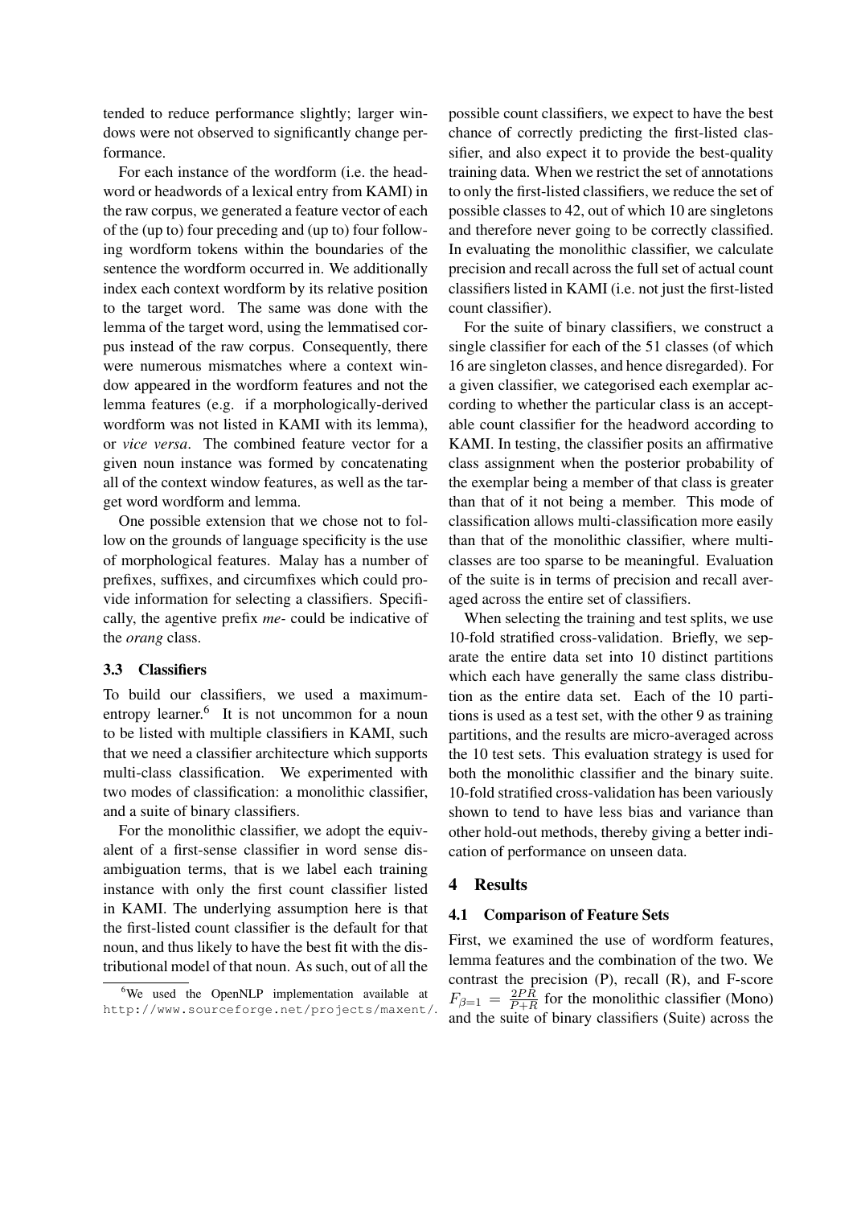tended to reduce performance slightly; larger windows were not observed to significantly change performance.

For each instance of the wordform (i.e. the headword or headwords of a lexical entry from KAMI) in the raw corpus, we generated a feature vector of each of the (up to) four preceding and (up to) four following wordform tokens within the boundaries of the sentence the wordform occurred in. We additionally index each context wordform by its relative position to the target word. The same was done with the lemma of the target word, using the lemmatised corpus instead of the raw corpus. Consequently, there were numerous mismatches where a context window appeared in the wordform features and not the lemma features (e.g. if a morphologically-derived wordform was not listed in KAMI with its lemma), or *vice versa*. The combined feature vector for a given noun instance was formed by concatenating all of the context window features, as well as the target word wordform and lemma.

One possible extension that we chose not to follow on the grounds of language specificity is the use of morphological features. Malay has a number of prefixes, suffixes, and circumfixes which could provide information for selecting a classifiers. Specifically, the agentive prefix *me-* could be indicative of the *orang* class.

### 3.3 Classifiers

To build our classifiers, we used a maximum-entropy learner.[6] It is not uncommon for a noun to be listed with multiple classifiers in KAMI, such that we need a classifier architecture which supports multi-class classification. We experimented with two modes of classification: a monolithic classifier, and a suite of binary classifiers.

For the monolithic classifier, we adopt the equivalent of a first-sense classifier in word sense disambiguation terms, that is we label each training instance with only the first count classifier listed in KAMI. The underlying assumption here is that the first-listed count classifier is the default for that noun, and thus likely to have the best fit with the distributional model of that noun. As such, out of all the possible count classifiers, we expect to have the best chance of correctly predicting the first-listed classifier, and also expect it to provide the best-quality training data. When we restrict the set of annotations to only the first-listed classifiers, we reduce the set of possible classes to 42, out of which 10 are singletons and therefore never going to be correctly classified. In evaluating the monolithic classifier, we calculate precision and recall across the full set of actual count classifiers listed in KAMI (i.e. not just the first-listed count classifier).

For the suite of binary classifiers, we construct a single classifier for each of the 51 classes (of which 16 are singleton classes, and hence disregarded). For a given classifier, we categorised each exemplar according to whether the particular class is an acceptable count classifier for the headword according to KAMI. In testing, the classifier posits an affirmative class assignment when the posterior probability of the exemplar being a member of that class is greater than that of it not being a member. This mode of classification allows multi-classification more easily than that of the monolithic classifier, where multi-classes are too sparse to be meaningful. Evaluation of the suite is in terms of precision and recall averaged across the entire set of classifiers.

When selecting the training and test splits, we use 10-fold stratified cross-validation. Briefly, we separate the entire data set into 10 distinct partitions which each have generally the same class distribution as the entire data set. Each of the 10 partitions is used as a test set, with the other 9 as training partitions, and the results are micro-averaged across the 10 test sets. This evaluation strategy is used for both the monolithic classifier and the binary suite. 10-fold stratified cross-validation has been variously shown to tend to have less bias and variance than other hold-out methods, thereby giving a better indication of performance on unseen data.

## 4 Results

### 4.1 Comparison of Feature Sets

First, we examined the use of wordform features, lemma features and the combination of the two. We contrast the precision (P), recall (R), and F-score $F_{\beta=1} = \frac{2PR}{P+R}$ for the monolithic classifier (Mono) and the suite of binary classifiers (Suite) across the

[6] We used the OpenNLP implementation available at http://www.sourceforge.net/projects/maxent/.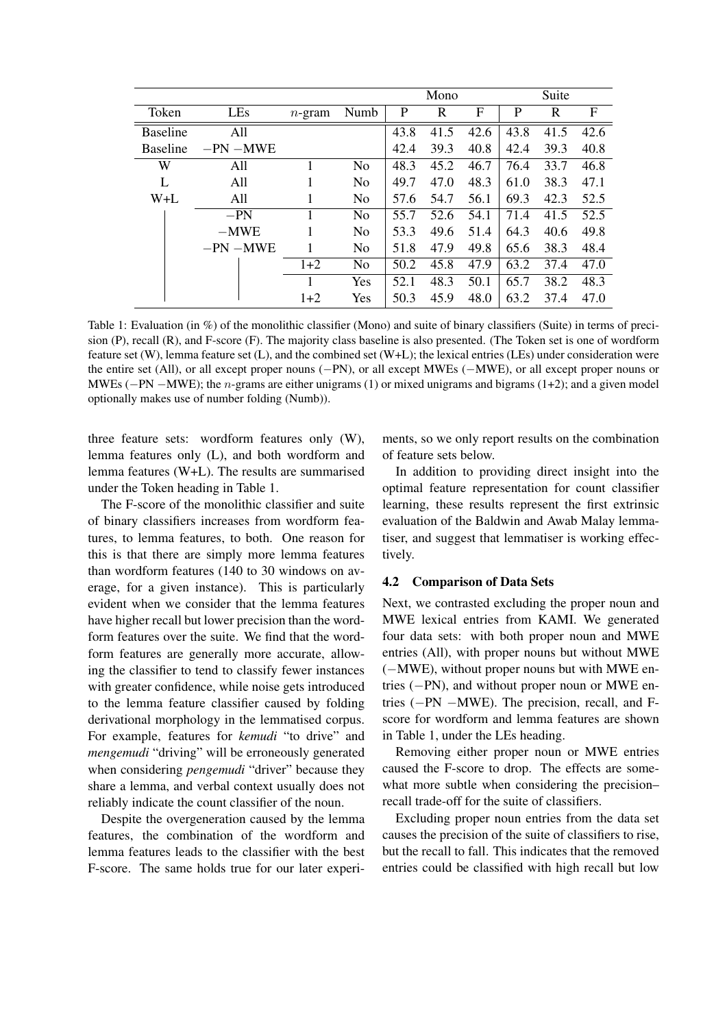| Token | LEs | $n$-gram | Numb | Mono | | | Suite | | |
|---|---|---|---|---|---|---|---|---|---|
| | | | | P | R | F | P | R | F |
| Baseline | All | | | 43.8 | 41.5 | 42.6 | 43.8 | 41.5 | 42.6 |
| Baseline | −PN −MWE | | | 42.4 | 39.3 | 40.8 | 42.4 | 39.3 | 40.8 |
| W | All | 1 | No | 48.3 | 45.2 | 46.7 | 76.4 | 33.7 | 46.8 |
| L | All | 1 | No | 49.7 | 47.0 | 48.3 | 61.0 | 38.3 | 47.1 |
| W+L | All | 1 | No | 57.6 | 54.7 | 56.1 | 69.3 | 42.3 | 52.5 |
| W+L | −PN | 1 | No | 55.7 | 52.6 | 54.1 | 71.4 | 41.5 | 52.5 |
| W+L | −MWE | 1 | No | 53.3 | 49.6 | 51.4 | 64.3 | 40.6 | 49.8 |
| W+L | −PN −MWE | 1 | No | 51.8 | 47.9 | 49.8 | 65.6 | 38.3 | 48.4 |
| W+L | −PN −MWE | 1+2 | No | 50.2 | 45.8 | 47.9 | 63.2 | 37.4 | 47.0 |
| W+L | −PN −MWE | 1 | Yes | 52.1 | 48.3 | 50.1 | 65.7 | 38.2 | 48.3 |
| W+L | −PN −MWE | 1+2 | Yes | 50.3 | 45.9 | 48.0 | 63.2 | 37.4 | 47.0 |

Table 1: Evaluation (in %) of the monolithic classifier (Mono) and suite of binary classifiers (Suite) in terms of precision (P), recall (R), and F-score (F). The majority class baseline is also presented. (The Token set is one of wordform feature set (W), lemma feature set (L), and the combined set (W+L); the lexical entries (LEs) under consideration were the entire set (All), or all except proper nouns (−PN), or all except MWEs (−MWE), or all except proper nouns or MWEs (−PN −MWE); the $n$-grams are either unigrams (1) or mixed unigrams and bigrams (1+2); and a given model optionally makes use of number folding (Numb)).

three feature sets: wordform features only (W), lemma features only (L), and both wordform and lemma features (W+L). The results are summarised under the Token heading in Table 1.

The F-score of the monolithic classifier and suite of binary classifiers increases from wordform features, to lemma features, to both. One reason for this is that there are simply more lemma features than wordform features (140 to 30 windows on average, for a given instance). This is particularly evident when we consider that the lemma features have higher recall but lower precision than the wordform features over the suite. We find that the wordform features are generally more accurate, allowing the classifier to tend to classify fewer instances with greater confidence, while noise gets introduced to the lemma feature classifier caused by folding derivational morphology in the lemmatised corpus. For example, features for *kemudi* "to drive" and *mengemudi* "driving" will be erroneously generated when considering *pengemudi* "driver" because they share a lemma, and verbal context usually does not reliably indicate the count classifier of the noun.

Despite the overgeneration caused by the lemma features, the combination of the wordform and lemma features leads to the classifier with the best F-score. The same holds true for our later experiments, so we only report results on the combination of feature sets below.

In addition to providing direct insight into the optimal feature representation for count classifier learning, these results represent the first extrinsic evaluation of the Baldwin and Awab Malay lemmatiser, and suggest that lemmatiser is working effectively.

## 4.2 Comparison of Data Sets

Next, we contrasted excluding the proper noun and MWE lexical entries from KAMI. We generated four data sets: with both proper noun and MWE entries (All), with proper nouns but without MWE (−MWE), without proper nouns but with MWE entries (−PN), and without proper noun or MWE entries (−PN −MWE). The precision, recall, and F-score for wordform and lemma features are shown in Table 1, under the LEs heading.

Removing either proper noun or MWE entries caused the F-score to drop. The effects are somewhat more subtle when considering the precision–recall trade-off for the suite of classifiers.

Excluding proper noun entries from the data set causes the precision of the suite of classifiers to rise, but the recall to fall. This indicates that the removed entries could be classified with high recall but low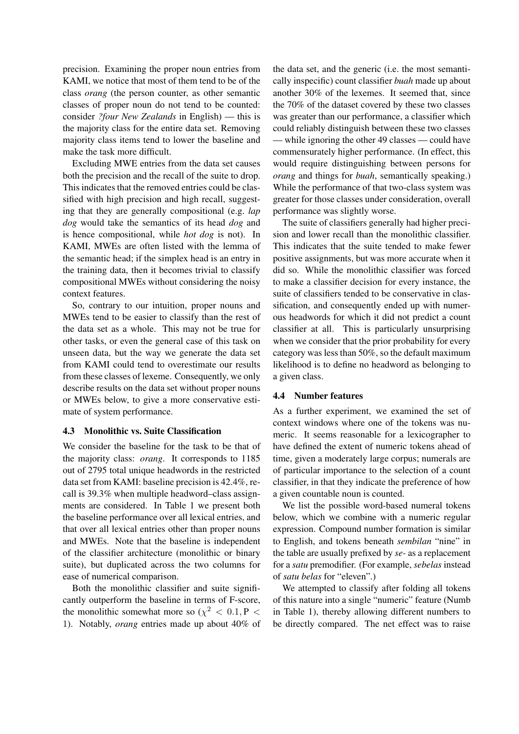precision. Examining the proper noun entries from KAMI, we notice that most of them tend to be of the class *orang* (the person counter, as other semantic classes of proper noun do not tend to be counted: consider *?four New Zealands* in English) — this is the majority class for the entire data set. Removing majority class items tend to lower the baseline and make the task more difficult.

Excluding MWE entries from the data set causes both the precision and the recall of the suite to drop. This indicates that the removed entries could be classified with high precision and high recall, suggesting that they are generally compositional (e.g. *lap dog* would take the semantics of its head *dog* and is hence compositional, while *hot dog* is not). In KAMI, MWEs are often listed with the lemma of the semantic head; if the simplex head is an entry in the training data, then it becomes trivial to classify compositional MWEs without considering the noisy context features.

So, contrary to our intuition, proper nouns and MWEs tend to be easier to classify than the rest of the data set as a whole. This may not be true for other tasks, or even the general case of this task on unseen data, but the way we generate the data set from KAMI could tend to overestimate our results from these classes of lexeme. Consequently, we only describe results on the data set without proper nouns or MWEs below, to give a more conservative estimate of system performance.

### 4.3 Monolithic vs. Suite Classification

We consider the baseline for the task to be that of the majority class: *orang*. It corresponds to 1185 out of 2795 total unique headwords in the restricted data set from KAMI: baseline precision is 42.4%, recall is 39.3% when multiple headword–class assignments are considered. In Table 1 we present both the baseline performance over all lexical entries, and that over all lexical entries other than proper nouns and MWEs. Note that the baseline is independent of the classifier architecture (monolithic or binary suite), but duplicated across the two columns for ease of numerical comparison.

Both the monolithic classifier and suite significantly outperform the baseline in terms of F-score, the monolithic somewhat more so ($\chi^2 < 0.1, \mathrm{P} < 1$). Notably, *orang* entries made up about 40% of the data set, and the generic (i.e. the most semantically inspecific) count classifier *buah* made up about another 30% of the lexemes. It seemed that, since the 70% of the dataset covered by these two classes was greater than our performance, a classifier which could reliably distinguish between these two classes — while ignoring the other 49 classes — could have commensurately higher performance. (In effect, this would require distinguishing between persons for *orang* and things for *buah*, semantically speaking.) While the performance of that two-class system was greater for those classes under consideration, overall performance was slightly worse.

The suite of classifiers generally had higher precision and lower recall than the monolithic classifier. This indicates that the suite tended to make fewer positive assignments, but was more accurate when it did so. While the monolithic classifier was forced to make a classifier decision for every instance, the suite of classifiers tended to be conservative in classification, and consequently ended up with numerous headwords for which it did not predict a count classifier at all. This is particularly unsurprising when we consider that the prior probability for every category was less than 50%, so the default maximum likelihood is to define no headword as belonging to a given class.

### 4.4 Number features

As a further experiment, we examined the set of context windows where one of the tokens was numeric. It seems reasonable for a lexicographer to have defined the extent of numeric tokens ahead of time, given a moderately large corpus; numerals are of particular importance to the selection of a count classifier, in that they indicate the preference of how a given countable noun is counted.

We list the possible word-based numeral tokens below, which we combine with a numeric regular expression. Compound number formation is similar to English, and tokens beneath *sembilan* "nine" in the table are usually prefixed by *se-* as a replacement for a *satu* premodifier. (For example, *sebelas* instead of *satu belas* for "eleven".)

We attempted to classify after folding all tokens of this nature into a single "numeric" feature (Numb in Table 1), thereby allowing different numbers to be directly compared. The net effect was to raise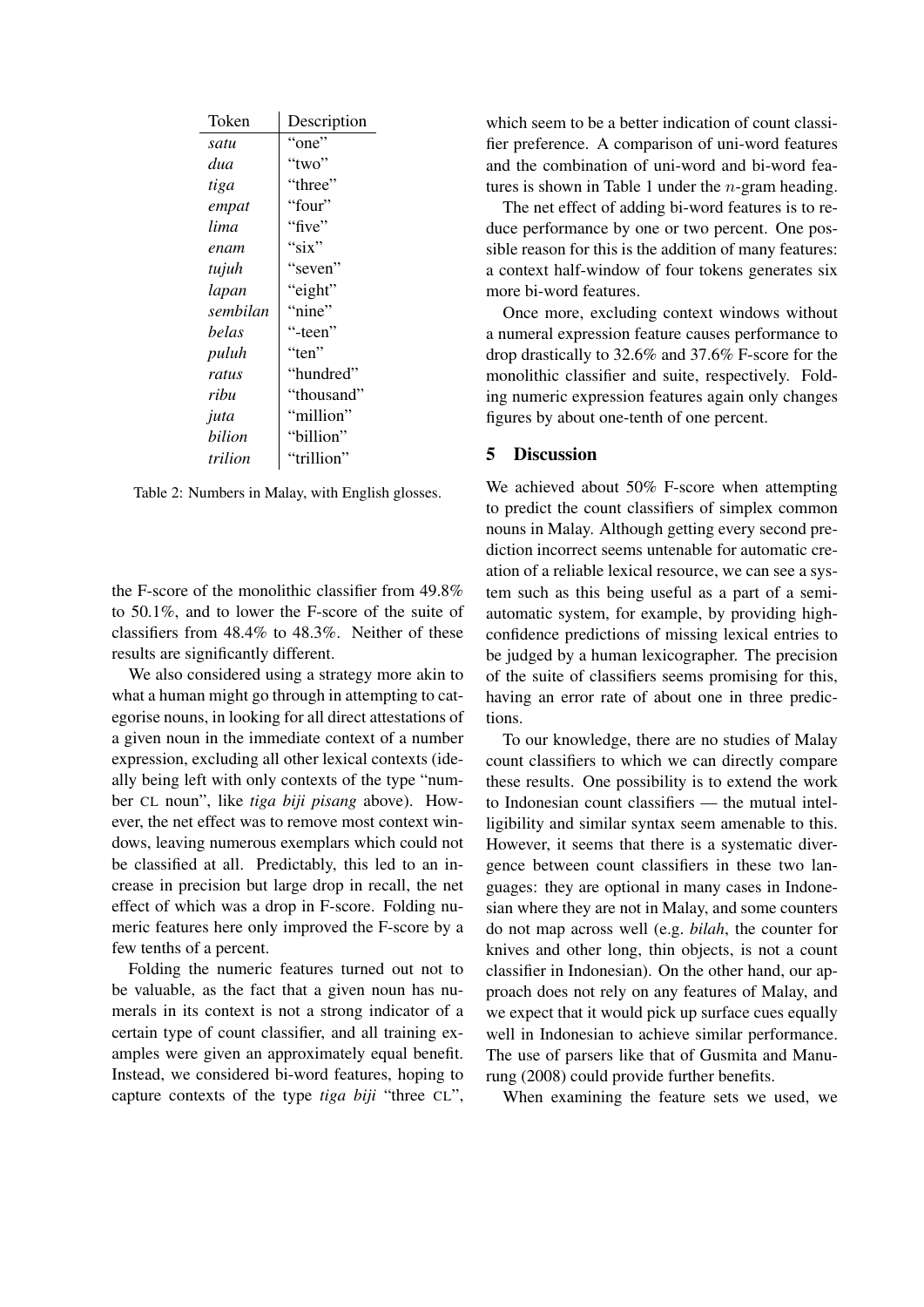| Token | Description |
|---|---|
| *satu* | "one" |
| *dua* | "two" |
| *tiga* | "three" |
| *empat* | "four" |
| *lima* | "five" |
| *enam* | "six" |
| *tujuh* | "seven" |
| *lapan* | "eight" |
| *sembilan* | "nine" |
| *belas* | "-teen" |
| *puluh* | "ten" |
| *ratus* | "hundred" |
| *ribu* | "thousand" |
| *juta* | "million" |
| *bilion* | "billion" |
| *trilion* | "trillion" |

Table 2: Numbers in Malay, with English glosses.

the F-score of the monolithic classifier from 49.8% to 50.1%, and to lower the F-score of the suite of classifiers from 48.4% to 48.3%. Neither of these results are significantly different.

We also considered using a strategy more akin to what a human might go through in attempting to categorise nouns, in looking for all direct attestations of a given noun in the immediate context of a number expression, excluding all other lexical contexts (ideally being left with only contexts of the type "number CL noun", like *tiga biji pisang* above). However, the net effect was to remove most context windows, leaving numerous exemplars which could not be classified at all. Predictably, this led to an increase in precision but large drop in recall, the net effect of which was a drop in F-score. Folding numeric features here only improved the F-score by a few tenths of a percent.

Folding the numeric features turned out not to be valuable, as the fact that a given noun has numerals in its context is not a strong indicator of a certain type of count classifier, and all training examples were given an approximately equal benefit. Instead, we considered bi-word features, hoping to capture contexts of the type *tiga biji* "three CL", which seem to be a better indication of count classifier preference. A comparison of uni-word features and the combination of uni-word and bi-word features is shown in Table 1 under the $n$-gram heading.

The net effect of adding bi-word features is to reduce performance by one or two percent. One possible reason for this is the addition of many features: a context half-window of four tokens generates six more bi-word features.

Once more, excluding context windows without a numeral expression feature causes performance to drop drastically to 32.6% and 37.6% F-score for the monolithic classifier and suite, respectively. Folding numeric expression features again only changes figures by about one-tenth of one percent.

## 5 Discussion

We achieved about 50% F-score when attempting to predict the count classifiers of simplex common nouns in Malay. Although getting every second prediction incorrect seems untenable for automatic creation of a reliable lexical resource, we can see a system such as this being useful as a part of a semi-automatic system, for example, by providing high-confidence predictions of missing lexical entries to be judged by a human lexicographer. The precision of the suite of classifiers seems promising for this, having an error rate of about one in three predictions.

To our knowledge, there are no studies of Malay count classifiers to which we can directly compare these results. One possibility is to extend the work to Indonesian count classifiers — the mutual intelligibility and similar syntax seem amenable to this. However, it seems that there is a systematic divergence between count classifiers in these two languages: they are optional in many cases in Indonesian where they are not in Malay, and some counters do not map across well (e.g. *bilah*, the counter for knives and other long, thin objects, is not a count classifier in Indonesian). On the other hand, our approach does not rely on any features of Malay, and we expect that it would pick up surface cues equally well in Indonesian to achieve similar performance. The use of parsers like that of Gusmita and Manurung (2008) could provide further benefits.

When examining the feature sets we used, we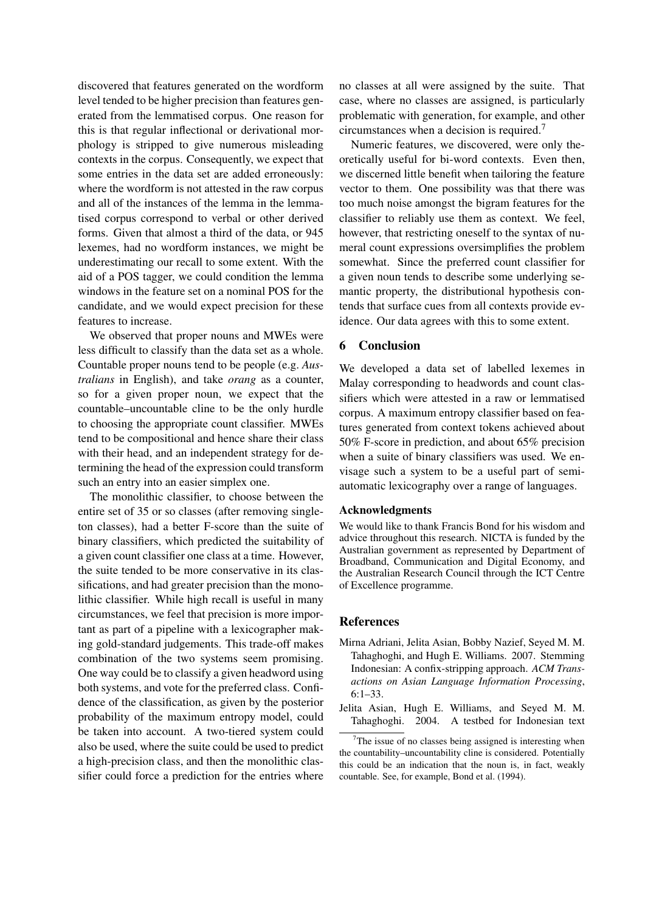discovered that features generated on the wordform level tended to be higher precision than features generated from the lemmatised corpus. One reason for this is that regular inflectional or derivational morphology is stripped to give numerous misleading contexts in the corpus. Consequently, we expect that some entries in the data set are added erroneously: where the wordform is not attested in the raw corpus and all of the instances of the lemma in the lemmatised corpus correspond to verbal or other derived forms. Given that almost a third of the data, or 945 lexemes, had no wordform instances, we might be underestimating our recall to some extent. With the aid of a POS tagger, we could condition the lemma windows in the feature set on a nominal POS for the candidate, and we would expect precision for these features to increase.

We observed that proper nouns and MWEs were less difficult to classify than the data set as a whole. Countable proper nouns tend to be people (e.g. *Australians* in English), and take *orang* as a counter, so for a given proper noun, we expect that the countable–uncountable cline to be the only hurdle to choosing the appropriate count classifier. MWEs tend to be compositional and hence share their class with their head, and an independent strategy for determining the head of the expression could transform such an entry into an easier simplex one.

The monolithic classifier, to choose between the entire set of 35 or so classes (after removing singleton classes), had a better F-score than the suite of binary classifiers, which predicted the suitability of a given count classifier one class at a time. However, the suite tended to be more conservative in its classifications, and had greater precision than the monolithic classifier. While high recall is useful in many circumstances, we feel that precision is more important as part of a pipeline with a lexicographer making gold-standard judgements. This trade-off makes combination of the two systems seem promising. One way could be to classify a given headword using both systems, and vote for the preferred class. Confidence of the classification, as given by the posterior probability of the maximum entropy model, could be taken into account. A two-tiered system could also be used, where the suite could be used to predict a high-precision class, and then the monolithic classifier could force a prediction for the entries where no classes at all were assigned by the suite. That case, where no classes are assigned, is particularly problematic with generation, for example, and other circumstances when a decision is required.[7]

Numeric features, we discovered, were only theoretically useful for bi-word contexts. Even then, we discerned little benefit when tailoring the feature vector to them. One possibility was that there was too much noise amongst the bigram features for the classifier to reliably use them as context. We feel, however, that restricting oneself to the syntax of numeral count expressions oversimplifies the problem somewhat. Since the preferred count classifier for a given noun tends to describe some underlying semantic property, the distributional hypothesis contends that surface cues from all contexts provide evidence. Our data agrees with this to some extent.

## 6 Conclusion

We developed a data set of labelled lexemes in Malay corresponding to headwords and count classifiers which were attested in a raw or lemmatised corpus. A maximum entropy classifier based on features generated from context tokens achieved about 50% F-score in prediction, and about 65% precision when a suite of binary classifiers was used. We envisage such a system to be a useful part of semi-automatic lexicography over a range of languages.

### Acknowledgments

We would like to thank Francis Bond for his wisdom and advice throughout this research. NICTA is funded by the Australian government as represented by Department of Broadband, Communication and Digital Economy, and the Australian Research Council through the ICT Centre of Excellence programme.

## References

Mirna Adriani, Jelita Asian, Bobby Nazief, Seyed M. M. Tahaghoghi, and Hugh E. Williams. 2007. Stemming Indonesian: A confix-stripping approach. *ACM Transactions on Asian Language Information Processing*, 6:1–33.

Jelita Asian, Hugh E. Williams, and Seyed M. M. Tahaghoghi. 2004. A testbed for Indonesian text

[7] The issue of no classes being assigned is interesting when the countability–uncountability cline is considered. Potentially this could be an indication that the noun is, in fact, weakly countable. See, for example, Bond et al. (1994).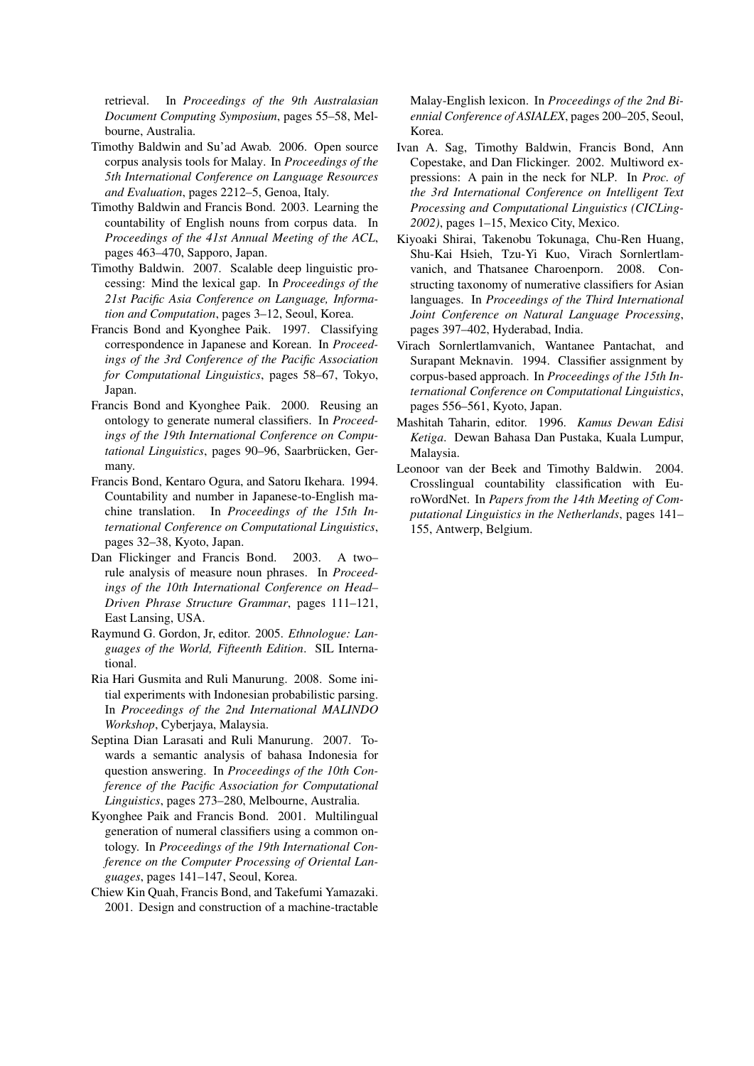retrieval. In *Proceedings of the 9th Australasian Document Computing Symposium*, pages 55–58, Melbourne, Australia.

Timothy Baldwin and Su'ad Awab. 2006. Open source corpus analysis tools for Malay. In *Proceedings of the 5th International Conference on Language Resources and Evaluation*, pages 2212–5, Genoa, Italy.

Timothy Baldwin and Francis Bond. 2003. Learning the countability of English nouns from corpus data. In *Proceedings of the 41st Annual Meeting of the ACL*, pages 463–470, Sapporo, Japan.

Timothy Baldwin. 2007. Scalable deep linguistic processing: Mind the lexical gap. In *Proceedings of the 21st Pacific Asia Conference on Language, Information and Computation*, pages 3–12, Seoul, Korea.

Francis Bond and Kyonghee Paik. 1997. Classifying correspondence in Japanese and Korean. In *Proceedings of the 3rd Conference of the Pacific Association for Computational Linguistics*, pages 58–67, Tokyo, Japan.

Francis Bond and Kyonghee Paik. 2000. Reusing an ontology to generate numeral classifiers. In *Proceedings of the 19th International Conference on Computational Linguistics*, pages 90–96, Saarbrücken, Germany.

Francis Bond, Kentaro Ogura, and Satoru Ikehara. 1994. Countability and number in Japanese-to-English machine translation. In *Proceedings of the 15th International Conference on Computational Linguistics*, pages 32–38, Kyoto, Japan.

Dan Flickinger and Francis Bond. 2003. A two–rule analysis of measure noun phrases. In *Proceedings of the 10th International Conference on Head–Driven Phrase Structure Grammar*, pages 111–121, East Lansing, USA.

Raymund G. Gordon, Jr, editor. 2005. *Ethnologue: Languages of the World, Fifteenth Edition*. SIL International.

Ria Hari Gusmita and Ruli Manurung. 2008. Some initial experiments with Indonesian probabilistic parsing. In *Proceedings of the 2nd International MALINDO Workshop*, Cyberjaya, Malaysia.

Septina Dian Larasati and Ruli Manurung. 2007. Towards a semantic analysis of bahasa Indonesia for question answering. In *Proceedings of the 10th Conference of the Pacific Association for Computational Linguistics*, pages 273–280, Melbourne, Australia.

Kyonghee Paik and Francis Bond. 2001. Multilingual generation of numeral classifiers using a common ontology. In *Proceedings of the 19th International Conference on the Computer Processing of Oriental Languages*, pages 141–147, Seoul, Korea.

Chiew Kin Quah, Francis Bond, and Takefumi Yamazaki. 2001. Design and construction of a machine-tractable Malay-English lexicon. In *Proceedings of the 2nd Biennial Conference of ASIALEX*, pages 200–205, Seoul, Korea.

Ivan A. Sag, Timothy Baldwin, Francis Bond, Ann Copestake, and Dan Flickinger. 2002. Multiword expressions: A pain in the neck for NLP. In *Proc. of the 3rd International Conference on Intelligent Text Processing and Computational Linguistics (CICLing-2002)*, pages 1–15, Mexico City, Mexico.

Kiyoaki Shirai, Takenobu Tokunaga, Chu-Ren Huang, Shu-Kai Hsieh, Tzu-Yi Kuo, Virach Sornlertlamvanich, and Thatsanee Charoenporn. 2008. Constructing taxonomy of numerative classifiers for Asian languages. In *Proceedings of the Third International Joint Conference on Natural Language Processing*, pages 397–402, Hyderabad, India.

Virach Sornlertlamvanich, Wantanee Pantachat, and Surapant Meknavin. 1994. Classifier assignment by corpus-based approach. In *Proceedings of the 15th International Conference on Computational Linguistics*, pages 556–561, Kyoto, Japan.

Mashitah Taharin, editor. 1996. *Kamus Dewan Edisi Ketiga*. Dewan Bahasa Dan Pustaka, Kuala Lumpur, Malaysia.

Leonoor van der Beek and Timothy Baldwin. 2004. Crosslingual countability classification with EuroWordNet. In *Papers from the 14th Meeting of Computational Linguistics in the Netherlands*, pages 141–155, Antwerp, Belgium.